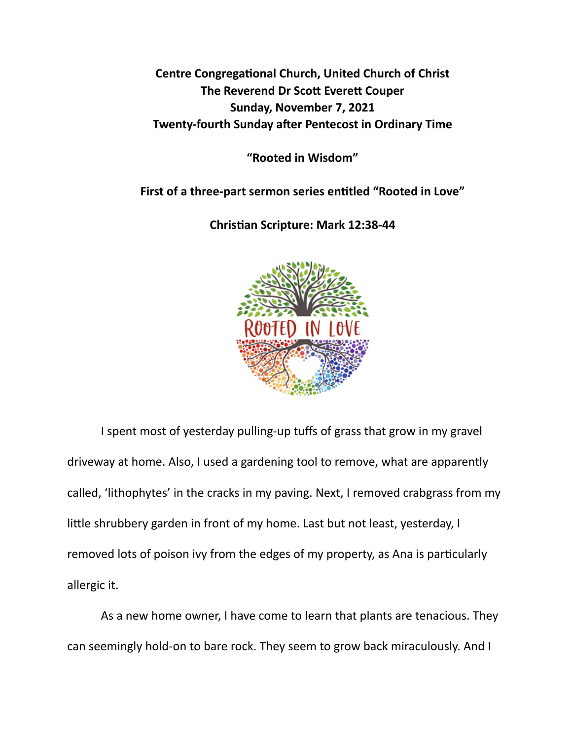**Centre Congregational Church, United Church of Christ**
**The Reverend Dr Scott Everett Couper**
**Sunday, November 7, 2021**
**Twenty-fourth Sunday after Pentecost in Ordinary Time**

# "Rooted in Wisdom"

**First of a three-part sermon series entitled "Rooted in Love"**

**Christian Scripture: Mark 12:38-44**

I spent most of yesterday pulling-up tuffs of grass that grow in my gravel driveway at home. Also, I used a gardening tool to remove, what are apparently called, 'lithophytes' in the cracks in my paving. Next, I removed crabgrass from my little shrubbery garden in front of my home. Last but not least, yesterday, I removed lots of poison ivy from the edges of my property, as Ana is particularly allergic it.

As a new home owner, I have come to learn that plants are tenacious. They can seemingly hold-on to bare rock. They seem to grow back miraculously. And I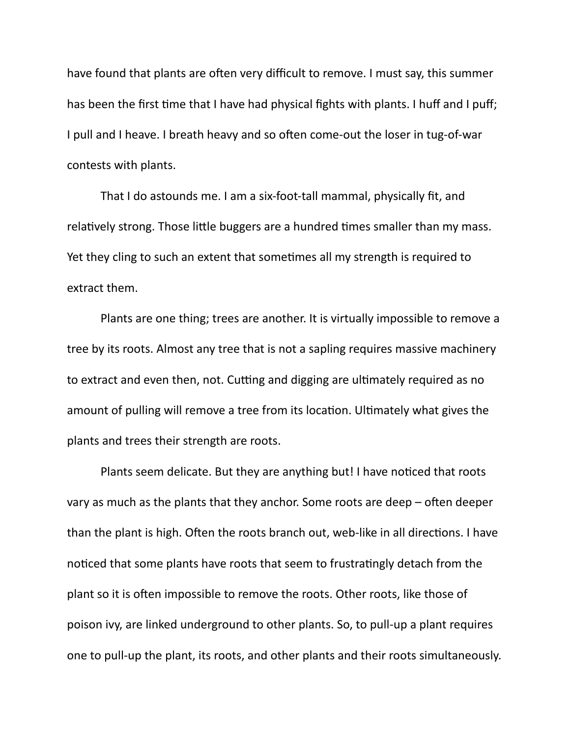have found that plants are often very difficult to remove. I must say, this summer has been the first time that I have had physical fights with plants. I huff and I puff; I pull and I heave. I breath heavy and so often come-out the loser in tug-of-war contests with plants.

That I do astounds me. I am a six-foot-tall mammal, physically fit, and relatively strong. Those little buggers are a hundred times smaller than my mass. Yet they cling to such an extent that sometimes all my strength is required to extract them.

Plants are one thing; trees are another. It is virtually impossible to remove a tree by its roots. Almost any tree that is not a sapling requires massive machinery to extract and even then, not. Cutting and digging are ultimately required as no amount of pulling will remove a tree from its location. Ultimately what gives the plants and trees their strength are roots.

Plants seem delicate. But they are anything but! I have noticed that roots vary as much as the plants that they anchor. Some roots are deep – often deeper than the plant is high. Often the roots branch out, web-like in all directions. I have noticed that some plants have roots that seem to frustratingly detach from the plant so it is often impossible to remove the roots. Other roots, like those of poison ivy, are linked underground to other plants. So, to pull-up a plant requires one to pull-up the plant, its roots, and other plants and their roots simultaneously.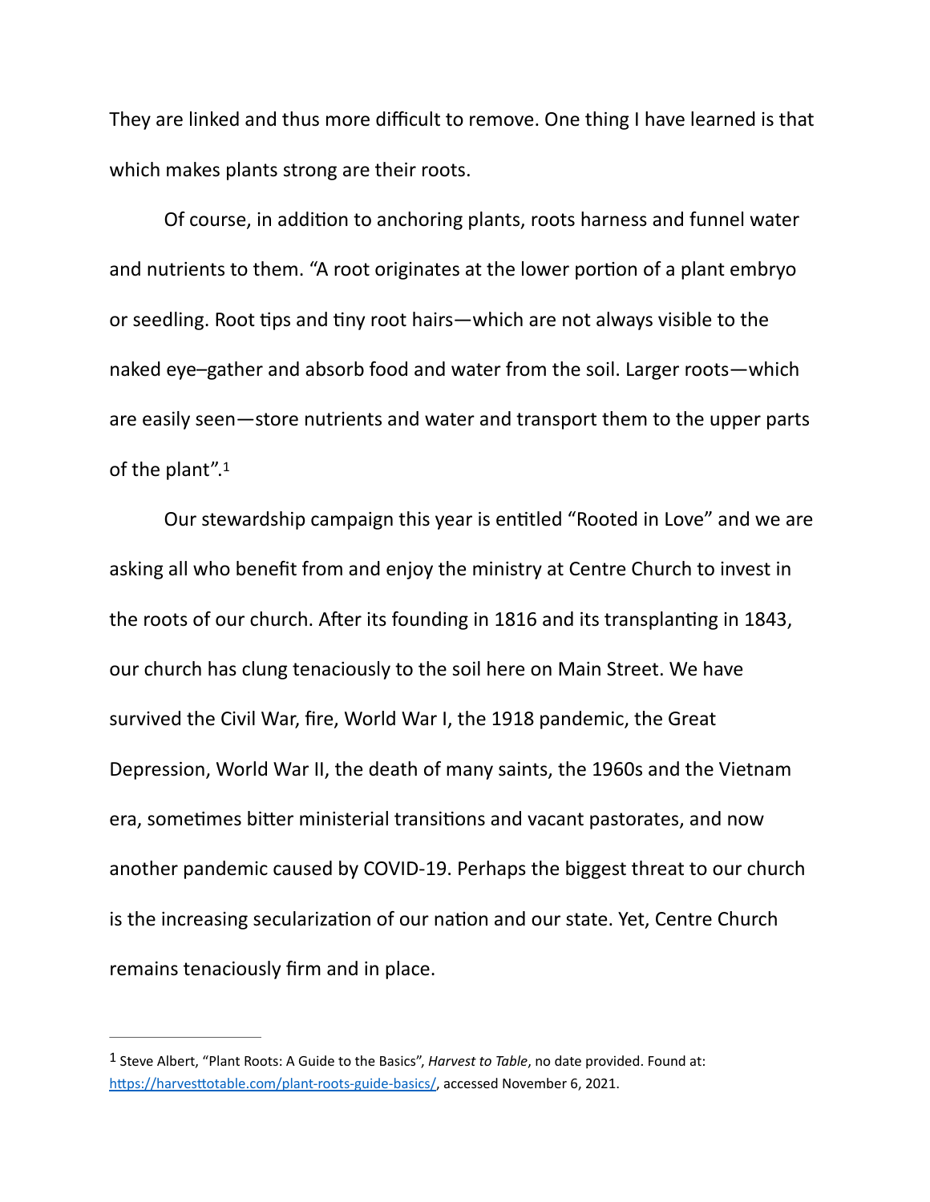They are linked and thus more difficult to remove. One thing I have learned is that which makes plants strong are their roots.

Of course, in addition to anchoring plants, roots harness and funnel water and nutrients to them. "A root originates at the lower portion of a plant embryo or seedling. Root tips and tiny root hairs—which are not always visible to the naked eye–gather and absorb food and water from the soil. Larger roots—which are easily seen—store nutrients and water and transport them to the upper parts of the plant".[1]

Our stewardship campaign this year is entitled "Rooted in Love" and we are asking all who benefit from and enjoy the ministry at Centre Church to invest in the roots of our church. After its founding in 1816 and its transplanting in 1843, our church has clung tenaciously to the soil here on Main Street. We have survived the Civil War, fire, World War I, the 1918 pandemic, the Great Depression, World War II, the death of many saints, the 1960s and the Vietnam era, sometimes bitter ministerial transitions and vacant pastorates, and now another pandemic caused by COVID-19. Perhaps the biggest threat to our church is the increasing secularization of our nation and our state. Yet, Centre Church remains tenaciously firm and in place.

---

[1] Steve Albert, "Plant Roots: A Guide to the Basics", *Harvest to Table*, no date provided. Found at: https://harvesttotable.com/plant-roots-guide-basics/, accessed November 6, 2021.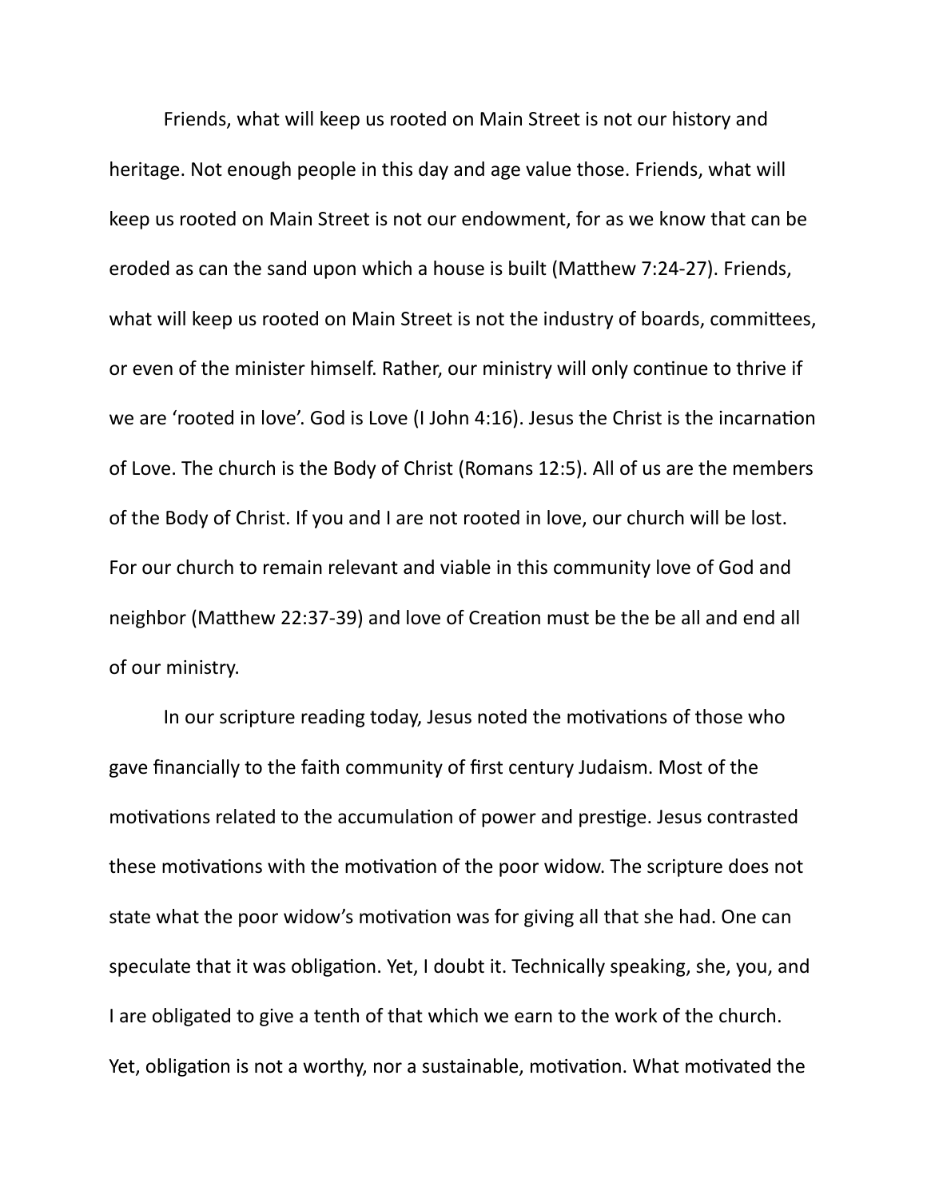Friends, what will keep us rooted on Main Street is not our history and heritage. Not enough people in this day and age value those. Friends, what will keep us rooted on Main Street is not our endowment, for as we know that can be eroded as can the sand upon which a house is built (Matthew 7:24-27). Friends, what will keep us rooted on Main Street is not the industry of boards, committees, or even of the minister himself. Rather, our ministry will only continue to thrive if we are 'rooted in love'. God is Love (I John 4:16). Jesus the Christ is the incarnation of Love. The church is the Body of Christ (Romans 12:5). All of us are the members of the Body of Christ. If you and I are not rooted in love, our church will be lost. For our church to remain relevant and viable in this community love of God and neighbor (Matthew 22:37-39) and love of Creation must be the be all and end all of our ministry.

In our scripture reading today, Jesus noted the motivations of those who gave financially to the faith community of first century Judaism. Most of the motivations related to the accumulation of power and prestige. Jesus contrasted these motivations with the motivation of the poor widow. The scripture does not state what the poor widow's motivation was for giving all that she had. One can speculate that it was obligation. Yet, I doubt it. Technically speaking, she, you, and I are obligated to give a tenth of that which we earn to the work of the church. Yet, obligation is not a worthy, nor a sustainable, motivation. What motivated the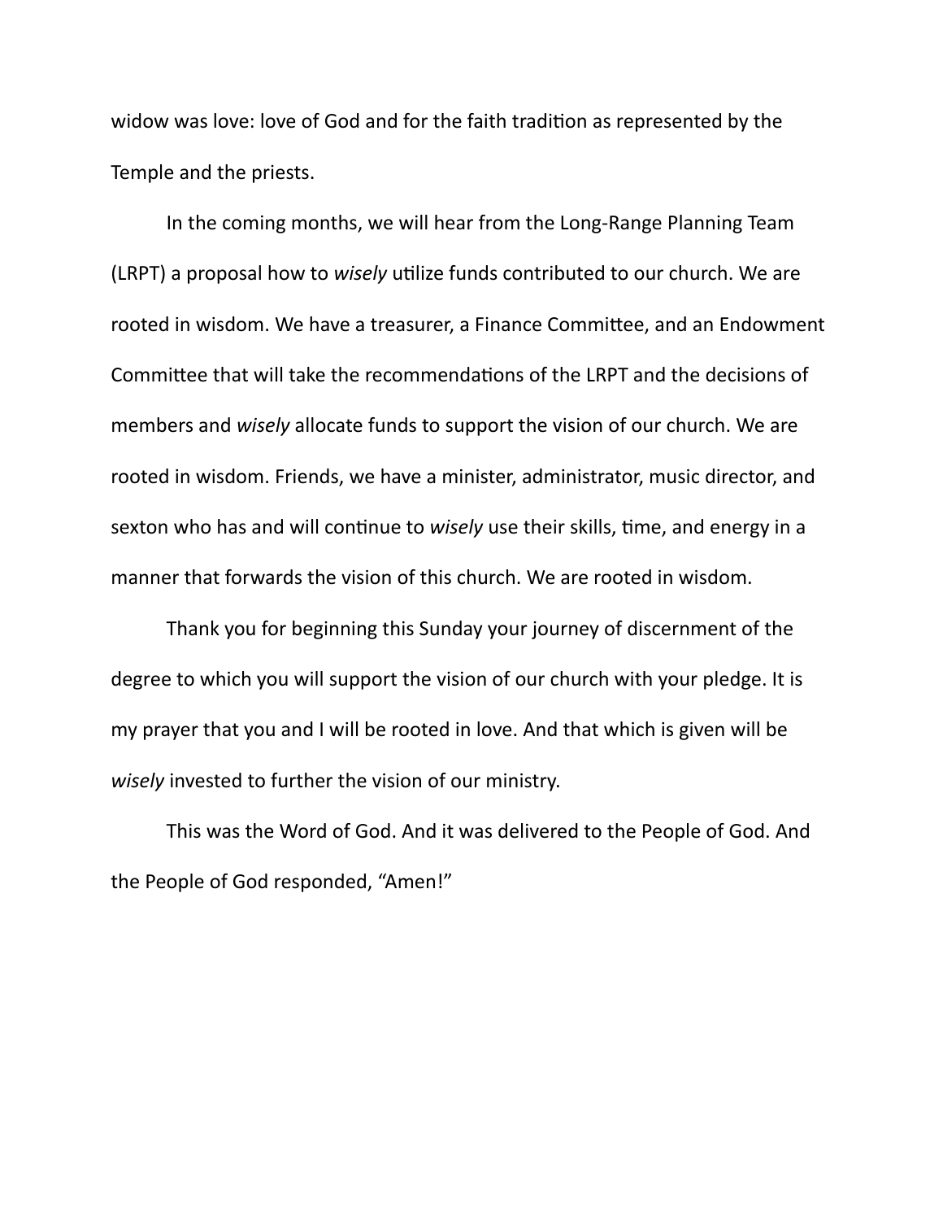widow was love: love of God and for the faith tradition as represented by the Temple and the priests.

In the coming months, we will hear from the Long-Range Planning Team (LRPT) a proposal how to *wisely* utilize funds contributed to our church. We are rooted in wisdom. We have a treasurer, a Finance Committee, and an Endowment Committee that will take the recommendations of the LRPT and the decisions of members and *wisely* allocate funds to support the vision of our church. We are rooted in wisdom. Friends, we have a minister, administrator, music director, and sexton who has and will continue to *wisely* use their skills, time, and energy in a manner that forwards the vision of this church. We are rooted in wisdom.

Thank you for beginning this Sunday your journey of discernment of the degree to which you will support the vision of our church with your pledge. It is my prayer that you and I will be rooted in love. And that which is given will be *wisely* invested to further the vision of our ministry.

This was the Word of God. And it was delivered to the People of God. And the People of God responded, "Amen!"